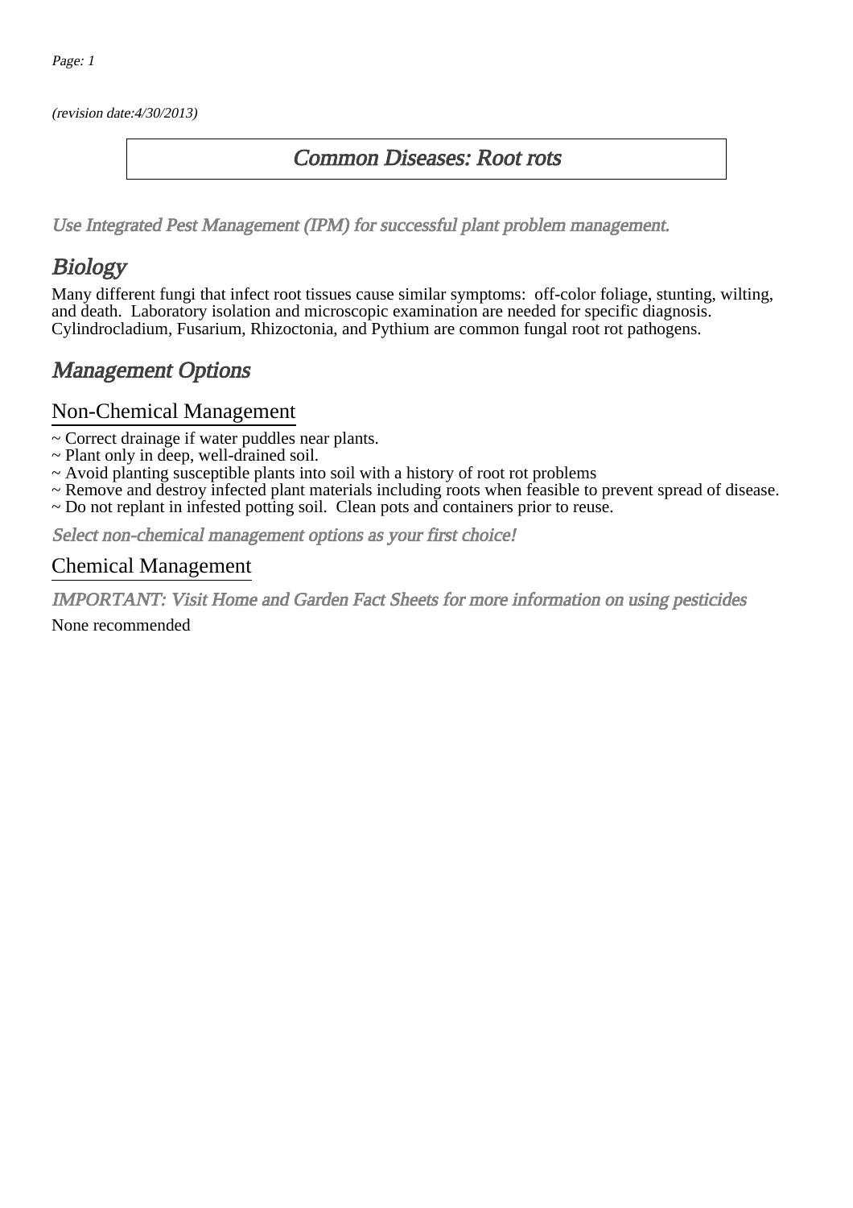*(revision date:4/30/2013)*

# Common Diseases: Root rots

*Use Integrated Pest Management (IPM) for successful plant problem management.*

## Biology

Many different fungi that infect root tissues cause similar symptoms: off-color foliage, stunting, wilting, and death. Laboratory isolation and microscopic examination are needed for specific diagnosis. Cylindrocladium, Fusarium, Rhizoctonia, and Pythium are common fungal root rot pathogens.

## Management Options

### Non-Chemical Management

~ Correct drainage if water puddles near plants.
~ Plant only in deep, well-drained soil.
~ Avoid planting susceptible plants into soil with a history of root rot problems
~ Remove and destroy infected plant materials including roots when feasible to prevent spread of disease.
~ Do not replant in infested potting soil. Clean pots and containers prior to reuse.

*Select non-chemical management options as your first choice!*

### Chemical Management

*IMPORTANT: Visit Home and Garden Fact Sheets for more information on using pesticides*

None recommended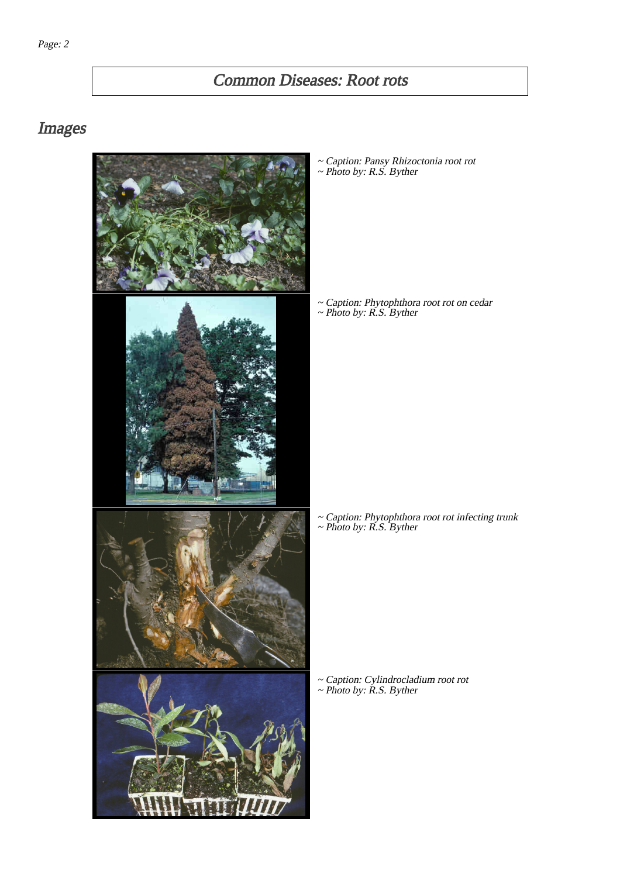# Common Diseases: Root rots

## Images

~ Caption: Pansy Rhizoctonia root rot
~ Photo by: R.S. Byther

~ Caption: Phytophthora root rot on cedar
~ Photo by: R.S. Byther

~ Caption: Phytophthora root rot infecting trunk
~ Photo by: R.S. Byther

~ Caption: Cylindrocladium root rot
~ Photo by: R.S. Byther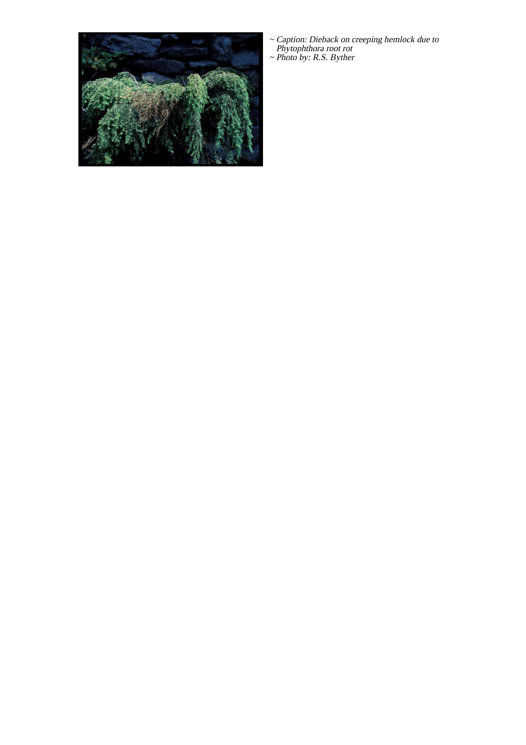~ *Caption: Dieback on creeping hemlock due to Phytophthora root rot*
~ *Photo by: R.S. Byther*